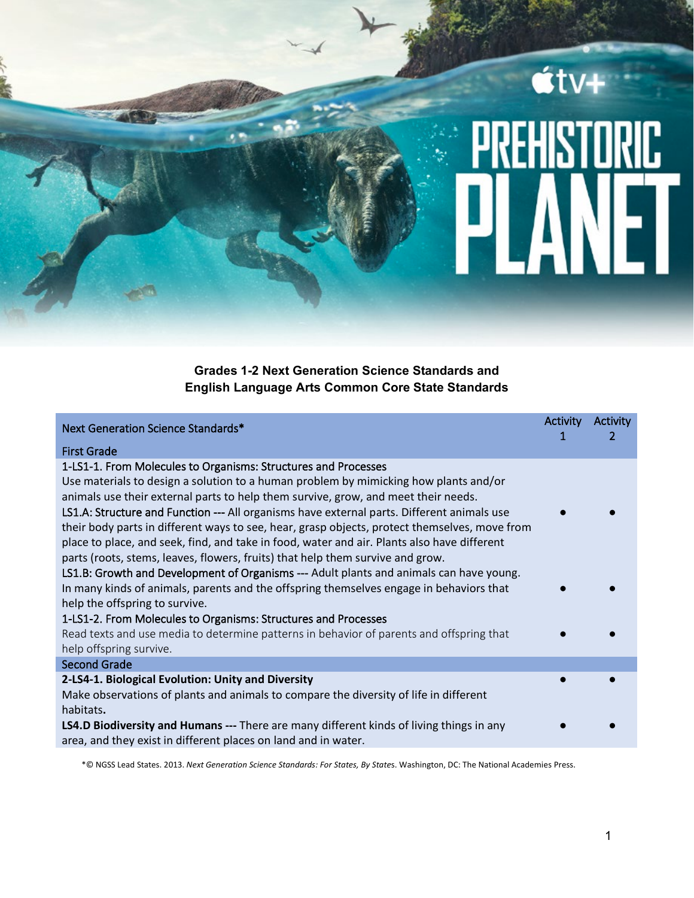# PREHISTORIC PLANET

**Grades 1-2 Next Generation Science Standards and English Language Arts Common Core State Standards**

| Next Generation Science Standards* | Activity 1 | Activity 2 |
|---|---|---|
| First Grade | | |
| 1-LS1-1. From Molecules to Organisms: Structures and Processes<br>Use materials to design a solution to a human problem by mimicking how plants and/or animals use their external parts to help them survive, grow, and meet their needs.<br>LS1.A: Structure and Function --- All organisms have external parts. Different animals use their body parts in different ways to see, hear, grasp objects, protect themselves, move from place to place, and seek, find, and take in food, water and air. Plants also have different parts (roots, stems, leaves, flowers, fruits) that help them survive and grow. | ● | ● |
| LS1.B: Growth and Development of Organisms --- Adult plants and animals can have young. In many kinds of animals, parents and the offspring themselves engage in behaviors that help the offspring to survive. | ● | ● |
| 1-LS1-2. From Molecules to Organisms: Structures and Processes<br>Read texts and use media to determine patterns in behavior of parents and offspring that help offspring survive. | ● | ● |
| Second Grade | | |
| **2-LS4-1. Biological Evolution: Unity and Diversity**<br>Make observations of plants and animals to compare the diversity of life in different habitats. | ● | ● |
| **LS4.D Biodiversity and Humans ---** There are many different kinds of living things in any area, and they exist in different places on land and in water. | ● | ● |

*© NGSS Lead States. 2013. *Next Generation Science Standards: For States, By States*. Washington, DC: The National Academies Press.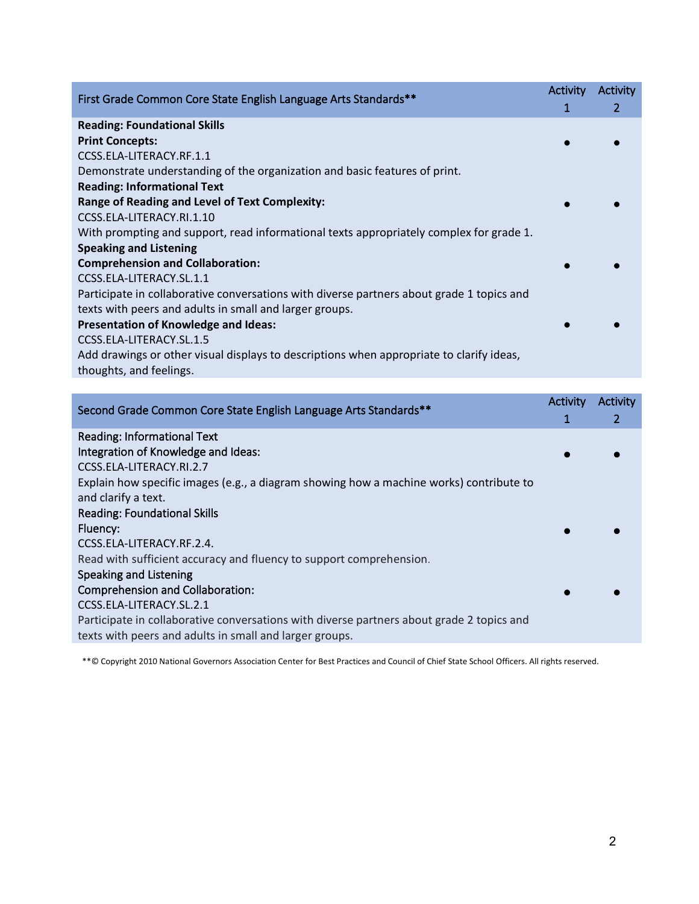| First Grade Common Core State English Language Arts Standards** | Activity 1 | Activity 2 |
|---|---|---|
| **Reading: Foundational Skills**<br>**Print Concepts:**<br>CCSS.ELA-LITERACY.RF.1.1<br>Demonstrate understanding of the organization and basic features of print. | ● | ● |
| **Reading: Informational Text**<br>**Range of Reading and Level of Text Complexity:**<br>CCSS.ELA-LITERACY.RI.1.10<br>With prompting and support, read informational texts appropriately complex for grade 1. | ● | ● |
| **Speaking and Listening**<br>**Comprehension and Collaboration:**<br>CCSS.ELA-LITERACY.SL.1.1<br>Participate in collaborative conversations with diverse partners about grade 1 topics and texts with peers and adults in small and larger groups. | ● | ● |
| **Presentation of Knowledge and Ideas:**<br>CCSS.ELA-LITERACY.SL.1.5<br>Add drawings or other visual displays to descriptions when appropriate to clarify ideas, thoughts, and feelings. | ● | ● |

| Second Grade Common Core State English Language Arts Standards** | Activity 1 | Activity 2 |
|---|---|---|
| Reading: Informational Text<br>Integration of Knowledge and Ideas:<br>CCSS.ELA-LITERACY.RI.2.7<br>Explain how specific images (e.g., a diagram showing how a machine works) contribute to and clarify a text. | ● | ● |
| Reading: Foundational Skills<br>Fluency:<br>CCSS.ELA-LITERACY.RF.2.4.<br>Read with sufficient accuracy and fluency to support comprehension. | ● | ● |
| Speaking and Listening<br>Comprehension and Collaboration:<br>CCSS.ELA-LITERACY.SL.2.1<br>Participate in collaborative conversations with diverse partners about grade 2 topics and texts with peers and adults in small and larger groups. | ● | ● |

**© Copyright 2010 National Governors Association Center for Best Practices and Council of Chief State School Officers. All rights reserved.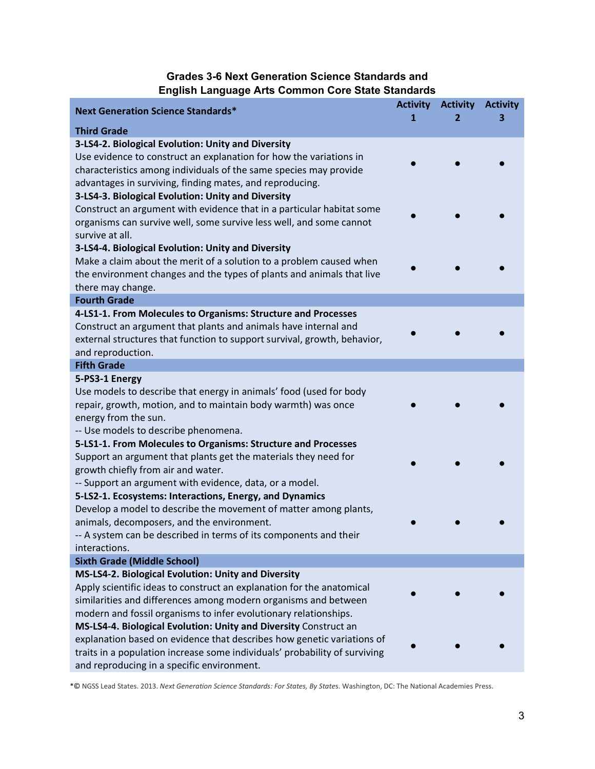**Grades 3-6 Next Generation Science Standards and English Language Arts Common Core State Standards**

| Next Generation Science Standards* | Activity 1 | Activity 2 | Activity 3 |
|---|---|---|---|
| **Third Grade** | | | |
| **3-LS4-2. Biological Evolution: Unity and Diversity** Use evidence to construct an explanation for how the variations in characteristics among individuals of the same species may provide advantages in surviving, finding mates, and reproducing. | ● | ● | ● |
| **3-LS4-3. Biological Evolution: Unity and Diversity** Construct an argument with evidence that in a particular habitat some organisms can survive well, some survive less well, and some cannot survive at all. | ● | ● | ● |
| **3-LS4-4. Biological Evolution: Unity and Diversity** Make a claim about the merit of a solution to a problem caused when the environment changes and the types of plants and animals that live there may change. | ● | ● | ● |
| **Fourth Grade** | | | |
| **4-LS1-1. From Molecules to Organisms: Structure and Processes** Construct an argument that plants and animals have internal and external structures that function to support survival, growth, behavior, and reproduction. | ● | ● | ● |
| **Fifth Grade** | | | |
| **5-PS3-1 Energy** Use models to describe that energy in animals' food (used for body repair, growth, motion, and to maintain body warmth) was once energy from the sun. -- Use models to describe phenomena. | ● | ● | ● |
| **5-LS1-1. From Molecules to Organisms: Structure and Processes** Support an argument that plants get the materials they need for growth chiefly from air and water. -- Support an argument with evidence, data, or a model. | ● | ● | ● |
| **5-LS2-1. Ecosystems: Interactions, Energy, and Dynamics** Develop a model to describe the movement of matter among plants, animals, decomposers, and the environment. -- A system can be described in terms of its components and their interactions. | ● | ● | ● |
| **Sixth Grade (Middle School)** | | | |
| **MS-LS4-2. Biological Evolution: Unity and Diversity** Apply scientific ideas to construct an explanation for the anatomical similarities and differences among modern organisms and between modern and fossil organisms to infer evolutionary relationships. | ● | ● | ● |
| **MS-LS4-4. Biological Evolution: Unity and Diversity** Construct an explanation based on evidence that describes how genetic variations of traits in a population increase some individuals' probability of surviving and reproducing in a specific environment. | ● | ● | ● |

*© NGSS Lead States. 2013. *Next Generation Science Standards: For States, By States*. Washington, DC: The National Academies Press.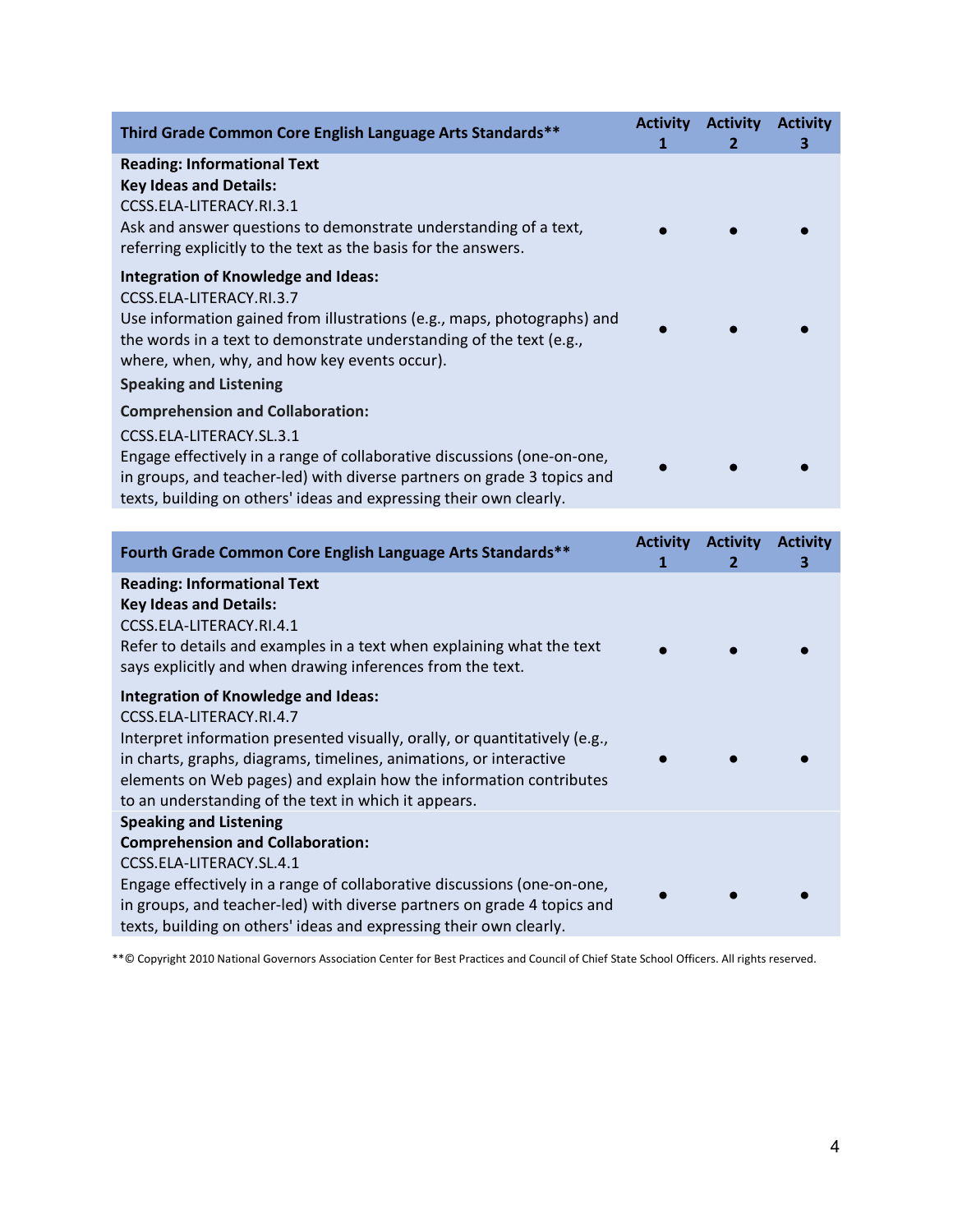| Third Grade Common Core English Language Arts Standards** | Activity 1 | Activity 2 | Activity 3 |
|---|---|---|---|
| **Reading: Informational Text**<br>**Key Ideas and Details:**<br>CCSS.ELA-LITERACY.RI.3.1<br>Ask and answer questions to demonstrate understanding of a text, referring explicitly to the text as the basis for the answers. | ● | ● | ● |
| **Integration of Knowledge and Ideas:**<br>CCSS.ELA-LITERACY.RI.3.7<br>Use information gained from illustrations (e.g., maps, photographs) and the words in a text to demonstrate understanding of the text (e.g., where, when, why, and how key events occur). | ● | ● | ● |
| **Speaking and Listening**<br>**Comprehension and Collaboration:**<br>CCSS.ELA-LITERACY.SL.3.1<br>Engage effectively in a range of collaborative discussions (one-on-one, in groups, and teacher-led) with diverse partners on grade 3 topics and texts, building on others' ideas and expressing their own clearly. | ● | ● | ● |

| Fourth Grade Common Core English Language Arts Standards** | Activity 1 | Activity 2 | Activity 3 |
|---|---|---|---|
| **Reading: Informational Text**<br>**Key Ideas and Details:**<br>CCSS.ELA-LITERACY.RI.4.1<br>Refer to details and examples in a text when explaining what the text says explicitly and when drawing inferences from the text. | ● | ● | ● |
| **Integration of Knowledge and Ideas:**<br>CCSS.ELA-LITERACY.RI.4.7<br>Interpret information presented visually, orally, or quantitatively (e.g., in charts, graphs, diagrams, timelines, animations, or interactive elements on Web pages) and explain how the information contributes to an understanding of the text in which it appears. | ● | ● | ● |
| **Speaking and Listening**<br>**Comprehension and Collaboration:**<br>CCSS.ELA-LITERACY.SL.4.1<br>Engage effectively in a range of collaborative discussions (one-on-one, in groups, and teacher-led) with diverse partners on grade 4 topics and texts, building on others' ideas and expressing their own clearly. | ● | ● | ● |

**© Copyright 2010 National Governors Association Center for Best Practices and Council of Chief State School Officers. All rights reserved.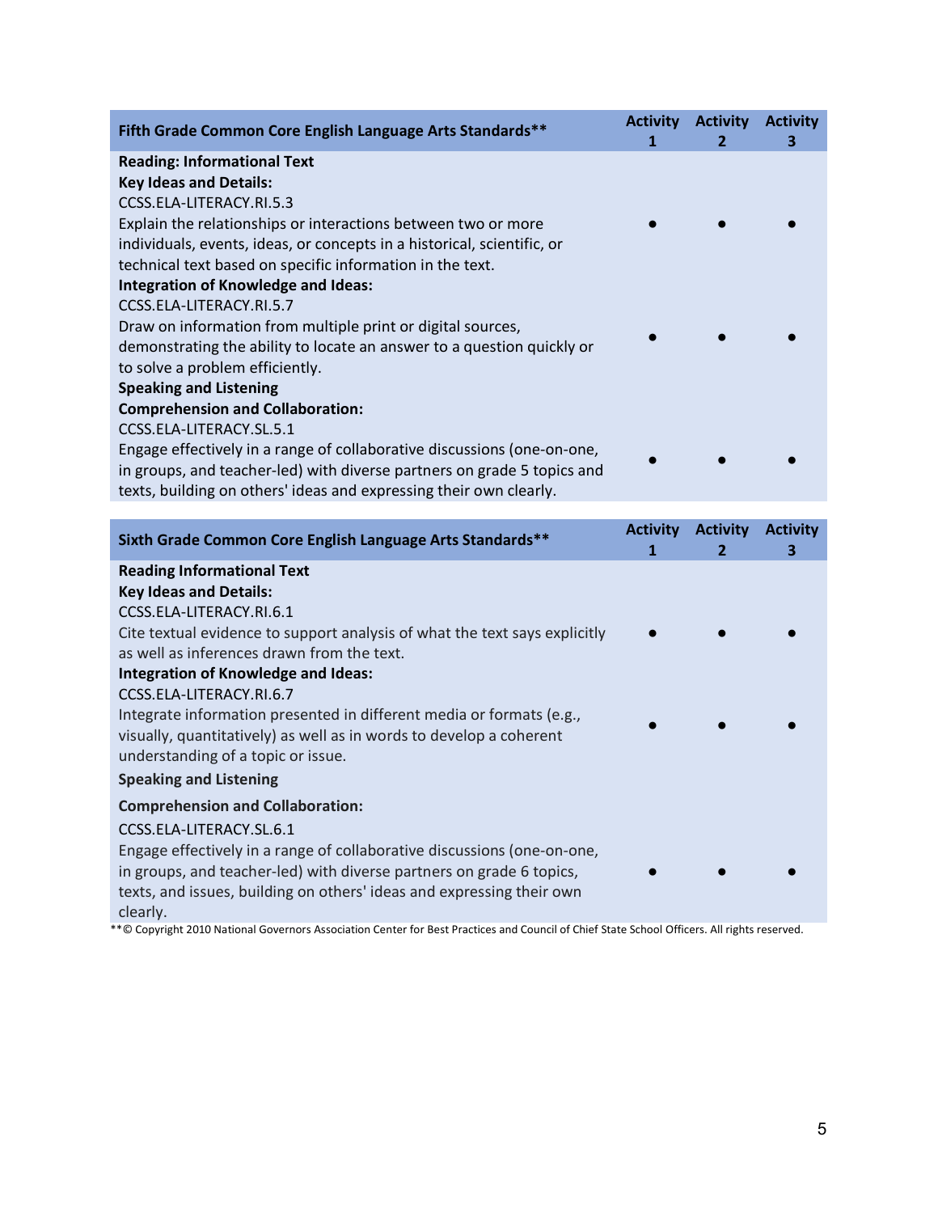| Fifth Grade Common Core English Language Arts Standards** | Activity 1 | Activity 2 | Activity 3 |
|---|---|---|---|
| **Reading: Informational Text**<br>**Key Ideas and Details:**<br>CCSS.ELA-LITERACY.RI.5.3<br>Explain the relationships or interactions between two or more individuals, events, ideas, or concepts in a historical, scientific, or technical text based on specific information in the text. | ● | ● | ● |
| **Integration of Knowledge and Ideas:**<br>CCSS.ELA-LITERACY.RI.5.7<br>Draw on information from multiple print or digital sources, demonstrating the ability to locate an answer to a question quickly or to solve a problem efficiently. | ● | ● | ● |
| **Speaking and Listening**<br>**Comprehension and Collaboration:**<br>CCSS.ELA-LITERACY.SL.5.1<br>Engage effectively in a range of collaborative discussions (one-on-one, in groups, and teacher-led) with diverse partners on grade 5 topics and texts, building on others' ideas and expressing their own clearly. | ● | ● | ● |

| Sixth Grade Common Core English Language Arts Standards** | Activity 1 | Activity 2 | Activity 3 |
|---|---|---|---|
| **Reading Informational Text**<br>**Key Ideas and Details:**<br>CCSS.ELA-LITERACY.RI.6.1<br>Cite textual evidence to support analysis of what the text says explicitly as well as inferences drawn from the text. | ● | ● | ● |
| **Integration of Knowledge and Ideas:**<br>CCSS.ELA-LITERACY.RI.6.7<br>Integrate information presented in different media or formats (e.g., visually, quantitatively) as well as in words to develop a coherent understanding of a topic or issue. | ● | ● | ● |
| **Speaking and Listening**<br>**Comprehension and Collaboration:**<br>CCSS.ELA-LITERACY.SL.6.1<br>Engage effectively in a range of collaborative discussions (one-on-one, in groups, and teacher-led) with diverse partners on grade 6 topics, texts, and issues, building on others' ideas and expressing their own clearly. | ● | ● | ● |

**© Copyright 2010 National Governors Association Center for Best Practices and Council of Chief State School Officers. All rights reserved.